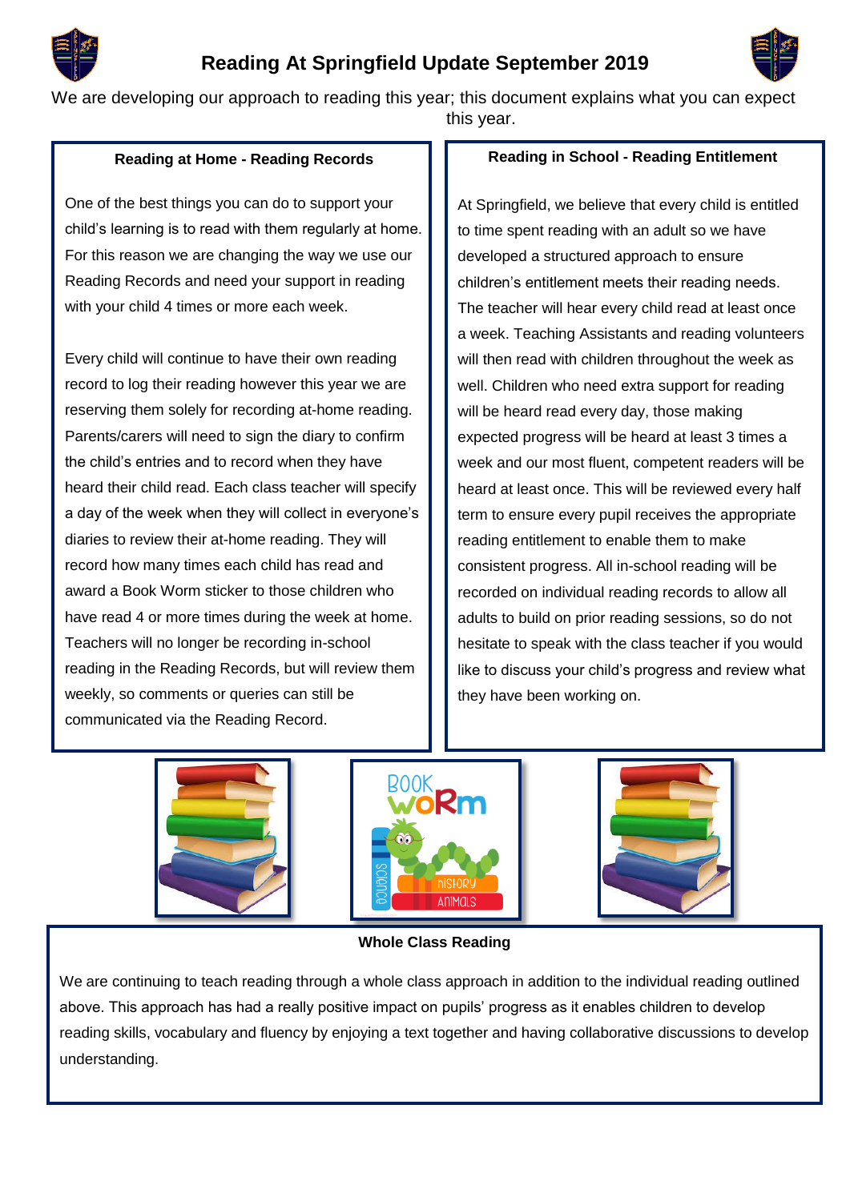# Reading At Springfield Update September 2019

We are developing our approach to reading this year; this document explains what you can expect this year.

## Reading at Home - Reading Records

One of the best things you can do to support your child's learning is to read with them regularly at home. For this reason we are changing the way we use our Reading Records and need your support in reading with your child 4 times or more each week.

Every child will continue to have their own reading record to log their reading however this year we are reserving them solely for recording at-home reading. Parents/carers will need to sign the diary to confirm the child's entries and to record when they have heard their child read. Each class teacher will specify a day of the week when they will collect in everyone's diaries to review their at-home reading. They will record how many times each child has read and award a Book Worm sticker to those children who have read 4 or more times during the week at home. Teachers will no longer be recording in-school reading in the Reading Records, but will review them weekly, so comments or queries can still be communicated via the Reading Record.

## Reading in School - Reading Entitlement

At Springfield, we believe that every child is entitled to time spent reading with an adult so we have developed a structured approach to ensure children's entitlement meets their reading needs. The teacher will hear every child read at least once a week. Teaching Assistants and reading volunteers will then read with children throughout the week as well. Children who need extra support for reading will be heard read every day, those making expected progress will be heard at least 3 times a week and our most fluent, competent readers will be heard at least once. This will be reviewed every half term to ensure every pupil receives the appropriate reading entitlement to enable them to make consistent progress. All in-school reading will be recorded on individual reading records to allow all adults to build on prior reading sessions, so do not hesitate to speak with the class teacher if you would like to discuss your child's progress and review what they have been working on.

## Whole Class Reading

We are continuing to teach reading through a whole class approach in addition to the individual reading outlined above. This approach has had a really positive impact on pupils' progress as it enables children to develop reading skills, vocabulary and fluency by enjoying a text together and having collaborative discussions to develop understanding.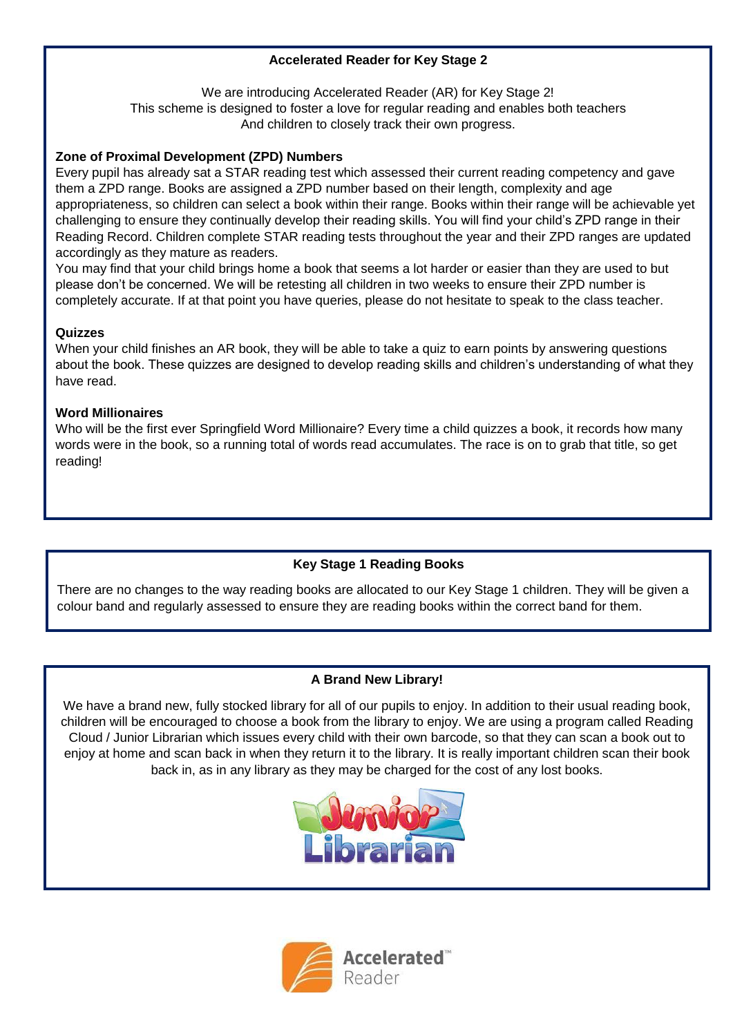## Accelerated Reader for Key Stage 2

We are introducing Accelerated Reader (AR) for Key Stage 2!
This scheme is designed to foster a love for regular reading and enables both teachers
And children to closely track their own progress.

**Zone of Proximal Development (ZPD) Numbers**

Every pupil has already sat a STAR reading test which assessed their current reading competency and gave them a ZPD range. Books are assigned a ZPD number based on their length, complexity and age appropriateness, so children can select a book within their range. Books within their range will be achievable yet challenging to ensure they continually develop their reading skills. You will find your child's ZPD range in their Reading Record. Children complete STAR reading tests throughout the year and their ZPD ranges are updated accordingly as they mature as readers.

You may find that your child brings home a book that seems a lot harder or easier than they are used to but please don't be concerned. We will be retesting all children in two weeks to ensure their ZPD number is completely accurate. If at that point you have queries, please do not hesitate to speak to the class teacher.

**Quizzes**

When your child finishes an AR book, they will be able to take a quiz to earn points by answering questions about the book. These quizzes are designed to develop reading skills and children's understanding of what they have read.

**Word Millionaires**

Who will be the first ever Springfield Word Millionaire? Every time a child quizzes a book, it records how many words were in the book, so a running total of words read accumulates. The race is on to grab that title, so get reading!

## Key Stage 1 Reading Books

There are no changes to the way reading books are allocated to our Key Stage 1 children. They will be given a colour band and regularly assessed to ensure they are reading books within the correct band for them.

## A Brand New Library!

We have a brand new, fully stocked library for all of our pupils to enjoy. In addition to their usual reading book, children will be encouraged to choose a book from the library to enjoy. We are using a program called Reading Cloud / Junior Librarian which issues every child with their own barcode, so that they can scan a book out to enjoy at home and scan back in when they return it to the library. It is really important children scan their book back in, as in any library as they may be charged for the cost of any lost books.

Junior Librarian

Accelerated™ Reader